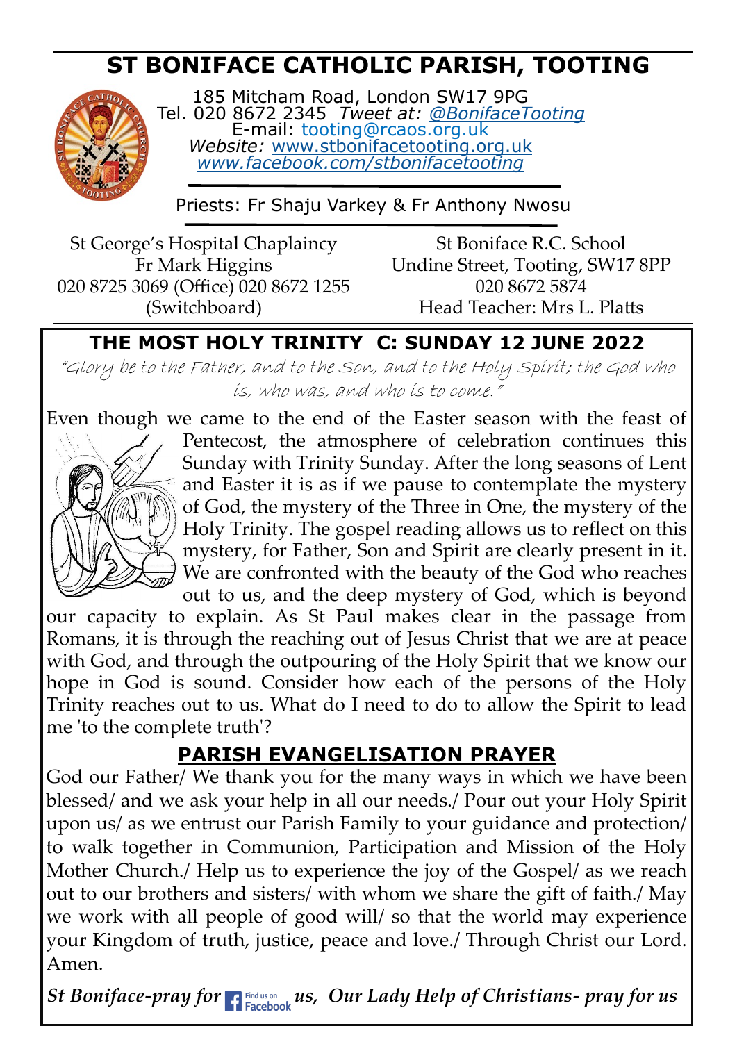# ST BONIFACE CATHOLIC PARISH, TOOTING

185 Mitcham Road, London SW17 9PG
Tel. 020 8672 2345 *Tweet at: @BonifaceTooting*
E-mail: tooting@rcaos.org.uk
*Website:* www.stbonifacetooting.org.uk
*www.facebook.com/stbonifacetooting*

Priests: Fr Shaju Varkey & Fr Anthony Nwosu

St George's Hospital Chaplaincy
Fr Mark Higgins
020 8725 3069 (Office) 020 8672 1255 (Switchboard)

St Boniface R.C. School
Undine Street, Tooting, SW17 8PP
020 8672 5874
Head Teacher: Mrs L. Platts

## THE MOST HOLY TRINITY C: SUNDAY 12 JUNE 2022

*"Glory be to the Father, and to the Son, and to the Holy Spirit; the God who is, who was, and who is to come."*

Even though we came to the end of the Easter season with the feast of Pentecost, the atmosphere of celebration continues this Sunday with Trinity Sunday. After the long seasons of Lent and Easter it is as if we pause to contemplate the mystery of God, the mystery of the Three in One, the mystery of the Holy Trinity. The gospel reading allows us to reflect on this mystery, for Father, Son and Spirit are clearly present in it. We are confronted with the beauty of the God who reaches out to us, and the deep mystery of God, which is beyond our capacity to explain. As St Paul makes clear in the passage from Romans, it is through the reaching out of Jesus Christ that we are at peace with God, and through the outpouring of the Holy Spirit that we know our hope in God is sound. Consider how each of the persons of the Holy Trinity reaches out to us. What do I need to do to allow the Spirit to lead me 'to the complete truth'?

## PARISH EVANGELISATION PRAYER

God our Father/ We thank you for the many ways in which we have been blessed/ and we ask your help in all our needs./ Pour out your Holy Spirit upon us/ as we entrust our Parish Family to your guidance and protection/ to walk together in Communion, Participation and Mission of the Holy Mother Church./ Help us to experience the joy of the Gospel/ as we reach out to our brothers and sisters/ with whom we share the gift of faith./ May we work with all people of good will/ so that the world may experience your Kingdom of truth, justice, peace and love./ Through Christ our Lord. Amen.

***St Boniface-pray for us, Our Lady Help of Christians- pray for us***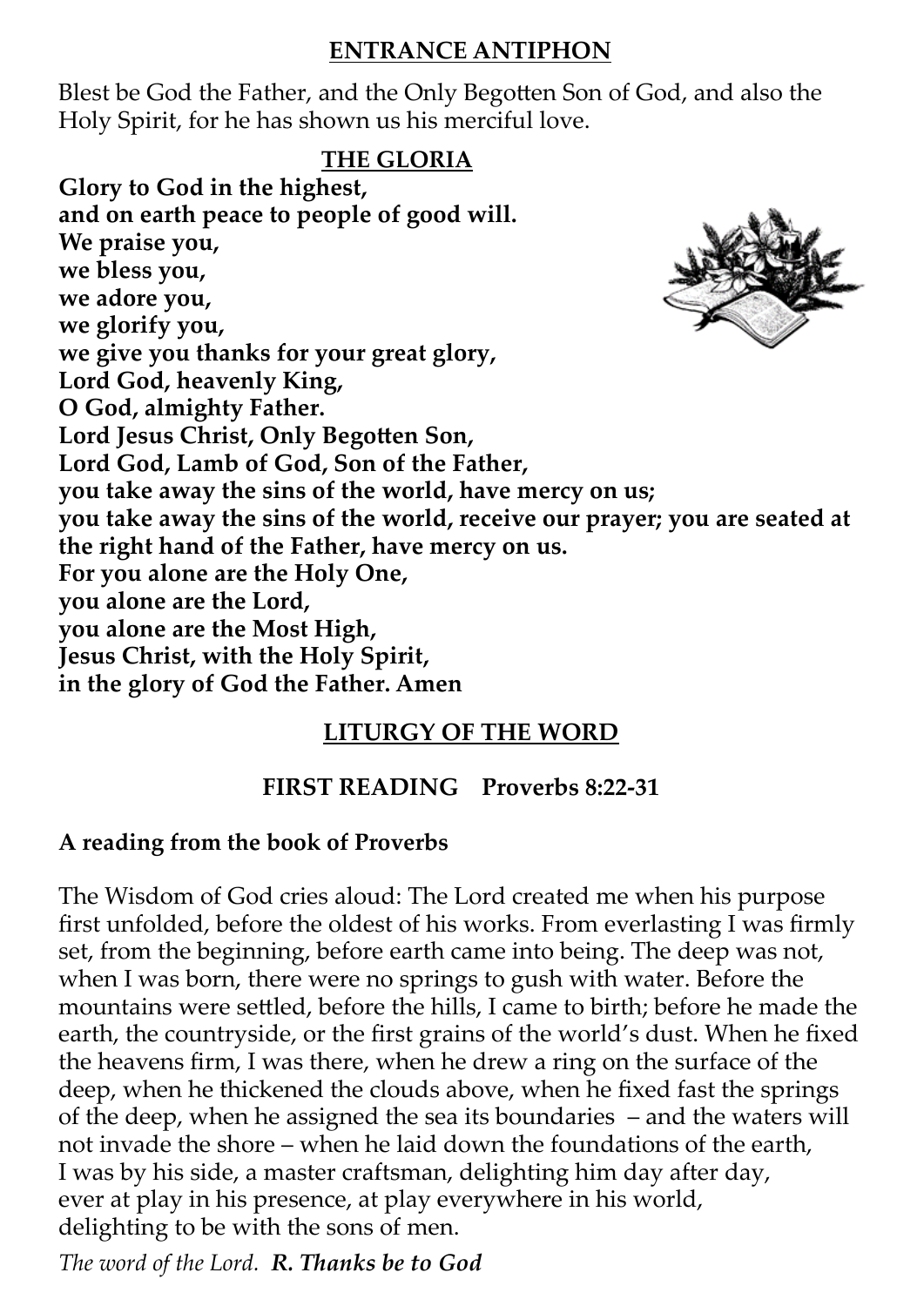## ENTRANCE ANTIPHON

Blest be God the Father, and the Only Begotten Son of God, and also the Holy Spirit, for he has shown us his merciful love.

## THE GLORIA

**Glory to God in the highest,**
**and on earth peace to people of good will.**
**We praise you,**
**we bless you,**
**we adore you,**
**we glorify you,**
**we give you thanks for your great glory,**
**Lord God, heavenly King,**
**O God, almighty Father.**
**Lord Jesus Christ, Only Begotten Son,**
**Lord God, Lamb of God, Son of the Father,**
**you take away the sins of the world, have mercy on us;**
**you take away the sins of the world, receive our prayer; you are seated at the right hand of the Father, have mercy on us.**
**For you alone are the Holy One,**
**you alone are the Lord,**
**you alone are the Most High,**
**Jesus Christ, with the Holy Spirit,**
**in the glory of God the Father. Amen**

## LITURGY OF THE WORD

### FIRST READING Proverbs 8:22-31

**A reading from the book of Proverbs**

The Wisdom of God cries aloud: The Lord created me when his purpose first unfolded, before the oldest of his works. From everlasting I was firmly set, from the beginning, before earth came into being. The deep was not, when I was born, there were no springs to gush with water. Before the mountains were settled, before the hills, I came to birth; before he made the earth, the countryside, or the first grains of the world's dust. When he fixed the heavens firm, I was there, when he drew a ring on the surface of the deep, when he thickened the clouds above, when he fixed fast the springs of the deep, when he assigned the sea its boundaries – and the waters will not invade the shore – when he laid down the foundations of the earth,
I was by his side, a master craftsman, delighting him day after day,
ever at play in his presence, at play everywhere in his world,
delighting to be with the sons of men.

*The word of the Lord.* ***R. Thanks be to God***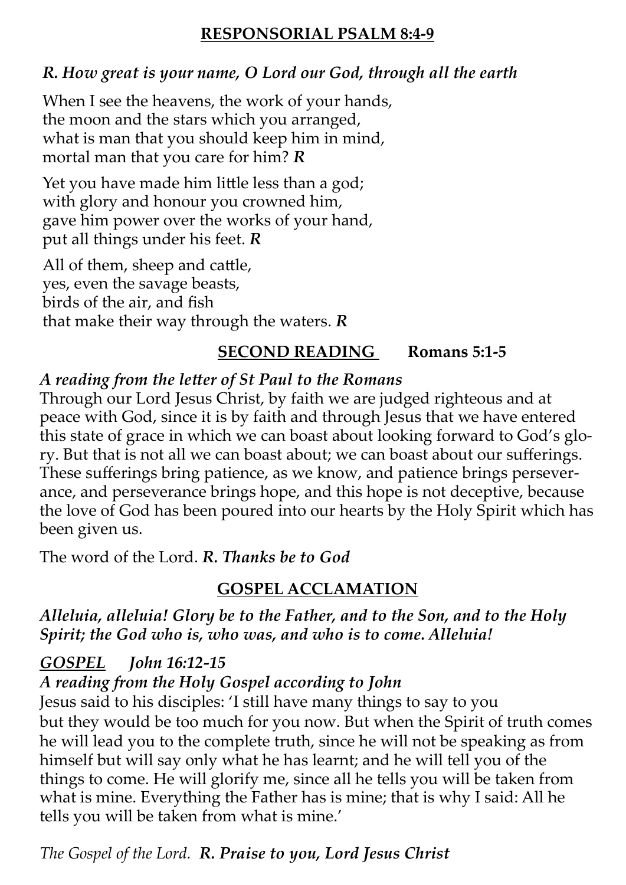## **RESPONSORIAL PSALM 8:4-9**

***R. How great is your name, O Lord our God, through all the earth***

When I see the heavens, the work of your hands,
the moon and the stars which you arranged,
what is man that you should keep him in mind,
mortal man that you care for him? ***R***

Yet you have made him little less than a god;
with glory and honour you crowned him,
gave him power over the works of your hand,
put all things under his feet. ***R***

All of them, sheep and cattle,
yes, even the savage beasts,
birds of the air, and fish
that make their way through the waters. ***R***

## **SECOND READING** Romans 5:1-5

***A reading from the letter of St Paul to the Romans***

Through our Lord Jesus Christ, by faith we are judged righteous and at peace with God, since it is by faith and through Jesus that we have entered this state of grace in which we can boast about looking forward to God's glory. But that is not all we can boast about; we can boast about our sufferings. These sufferings bring patience, as we know, and patience brings perseverance, and perseverance brings hope, and this hope is not deceptive, because the love of God has been poured into our hearts by the Holy Spirit which has been given us.

The word of the Lord. ***R. Thanks be to God***

## **GOSPEL ACCLAMATION**

***Alleluia, alleluia! Glory be to the Father, and to the Son, and to the Holy Spirit; the God who is, who was, and who is to come. Alleluia!***

## ***GOSPEL*** *John 16:12-15*

***A reading from the Holy Gospel according to John***

Jesus said to his disciples: 'I still have many things to say to you but they would be too much for you now. But when the Spirit of truth comes he will lead you to the complete truth, since he will not be speaking as from himself but will say only what he has learnt; and he will tell you of the things to come. He will glorify me, since all he tells you will be taken from what is mine. Everything the Father has is mine; that is why I said: All he tells you will be taken from what is mine.'

*The Gospel of the Lord.* ***R. Praise to you, Lord Jesus Christ***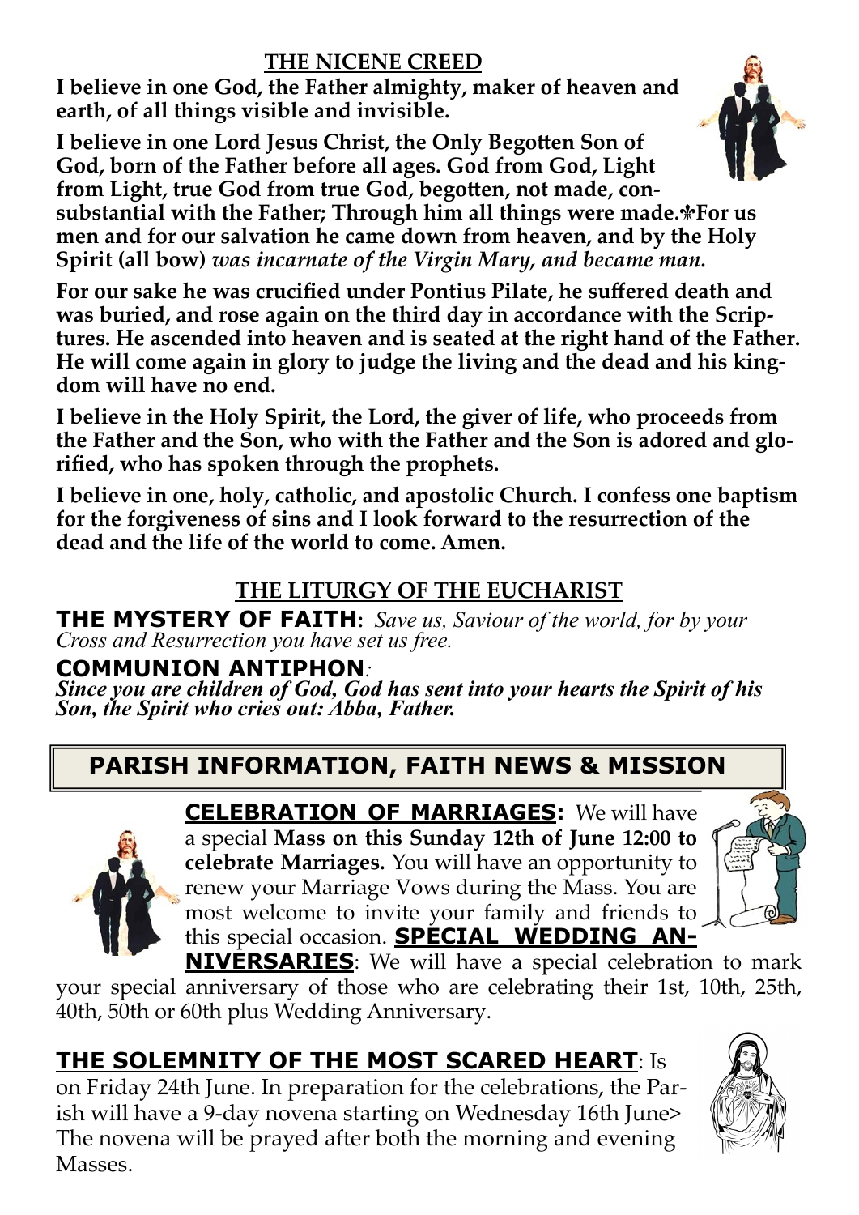## THE NICENE CREED

**I believe in one God, the Father almighty, maker of heaven and earth, of all things visible and invisible.**

**I believe in one Lord Jesus Christ, the Only Begotten Son of God, born of the Father before all ages. God from God, Light from Light, true God from true God, begotten, not made, consubstantial with the Father; Through him all things were made.✠For us men and for our salvation he came down from heaven, and by the Holy Spirit (all bow)** ***was incarnate of the Virgin Mary, and became man.***

**For our sake he was crucified under Pontius Pilate, he suffered death and was buried, and rose again on the third day in accordance with the Scriptures. He ascended into heaven and is seated at the right hand of the Father. He will come again in glory to judge the living and the dead and his kingdom will have no end.**

**I believe in the Holy Spirit, the Lord, the giver of life, who proceeds from the Father and the Son, who with the Father and the Son is adored and glorified, who has spoken through the prophets.**

**I believe in one, holy, catholic, and apostolic Church. I confess one baptism for the forgiveness of sins and I look forward to the resurrection of the dead and the life of the world to come. Amen.**

## THE LITURGY OF THE EUCHARIST

**THE MYSTERY OF FAITH:** *Save us, Saviour of the world, for by your Cross and Resurrection you have set us free.*

**COMMUNION ANTIPHON***:*
***Since you are children of God, God has sent into your hearts the Spirit of his Son, the Spirit who cries out: Abba, Father.***

## PARISH INFORMATION, FAITH NEWS & MISSION

**CELEBRATION OF MARRIAGES:** We will have a special **Mass on this Sunday 12th of June 12:00 to celebrate Marriages.** You will have an opportunity to renew your Marriage Vows during the Mass. You are most welcome to invite your family and friends to this special occasion. **SPECIAL WEDDING ANNIVERSARIES**: We will have a special celebration to mark your special anniversary of those who are celebrating their 1st, 10th, 25th, 40th, 50th or 60th plus Wedding Anniversary.

**THE SOLEMNITY OF THE MOST SCARED HEART**: Is on Friday 24th June. In preparation for the celebrations, the Parish will have a 9-day novena starting on Wednesday 16th June> The novena will be prayed after both the morning and evening Masses.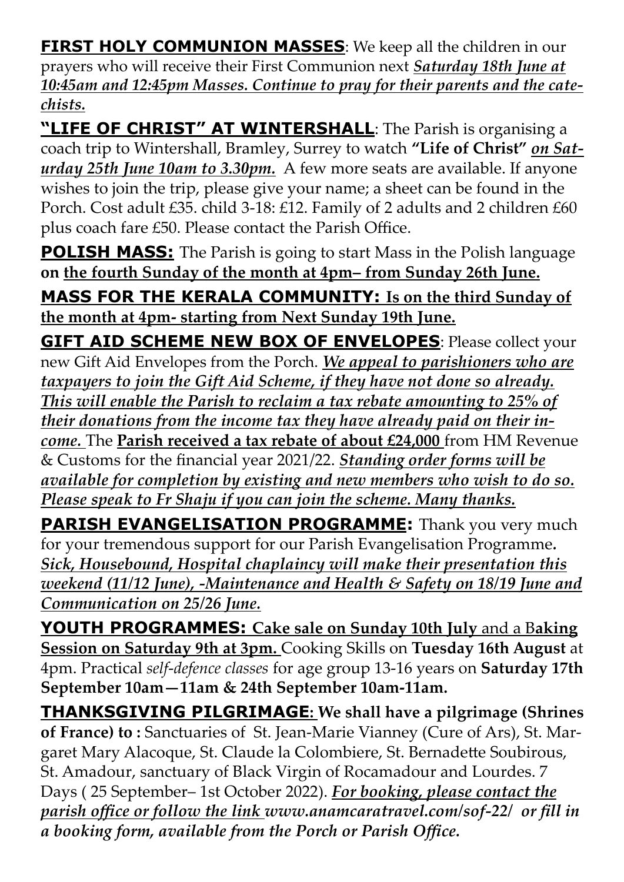**FIRST HOLY COMMUNION MASSES**: We keep all the children in our prayers who will receive their First Communion next ***Saturday 18th June at 10:45am and 12:45pm Masses. Continue to pray for their parents and the catechists.***

**"LIFE OF CHRIST" AT WINTERSHALL**: The Parish is organising a coach trip to Wintershall, Bramley, Surrey to watch **"Life of Christ"** ***on Saturday 25th June 10am to 3.30pm.*** A few more seats are available. If anyone wishes to join the trip, please give your name; a sheet can be found in the Porch. Cost adult £35. child 3-18: £12. Family of 2 adults and 2 children £60 plus coach fare £50. Please contact the Parish Office.

**POLISH MASS:** The Parish is going to start Mass in the Polish language **on the fourth Sunday of the month at 4pm– from Sunday 26th June.**

**MASS FOR THE KERALA COMMUNITY: Is on the third Sunday of the month at 4pm- starting from Next Sunday 19th June.**

**GIFT AID SCHEME NEW BOX OF ENVELOPES**: Please collect your new Gift Aid Envelopes from the Porch. ***We appeal to parishioners who are taxpayers to join the Gift Aid Scheme, if they have not done so already. This will enable the Parish to reclaim a tax rebate amounting to 25% of their donations from the income tax they have already paid on their income.*** The **Parish received a tax rebate of about £24,000** from HM Revenue & Customs for the financial year 2021/22. ***Standing order forms will be available for completion by existing and new members who wish to do so. Please speak to Fr Shaju if you can join the scheme. Many thanks.***

**PARISH EVANGELISATION PROGRAMME:** Thank you very much for your tremendous support for our Parish Evangelisation Programme. ***Sick, Housebound, Hospital chaplaincy will make their presentation this weekend (11/12 June), -Maintenance and Health & Safety on 18/19 June and Communication on 25/26 June.***

**YOUTH PROGRAMMES: Cake sale on Sunday 10th July** and a B**aking Session on Saturday 9th at 3pm.** Cooking Skills on **Tuesday 16th August** at 4pm. Practical *self-defence classes* for age group 13-16 years on **Saturday 17th September 10am—11am & 24th September 10am-11am.**

**THANKSGIVING PILGRIMAGE: We shall have a pilgrimage (Shrines of France) to :** Sanctuaries of St. Jean-Marie Vianney (Cure of Ars), St. Margaret Mary Alacoque, St. Claude la Colombiere, St. Bernadette Soubirous, St. Amadour, sanctuary of Black Virgin of Rocamadour and Lourdes. 7 Days ( 25 September– 1st October 2022). ***For booking, please contact the parish office or follow the link www.anamcaratravel.com/sof-22/ or fill in a booking form, available from the Porch or Parish Office.***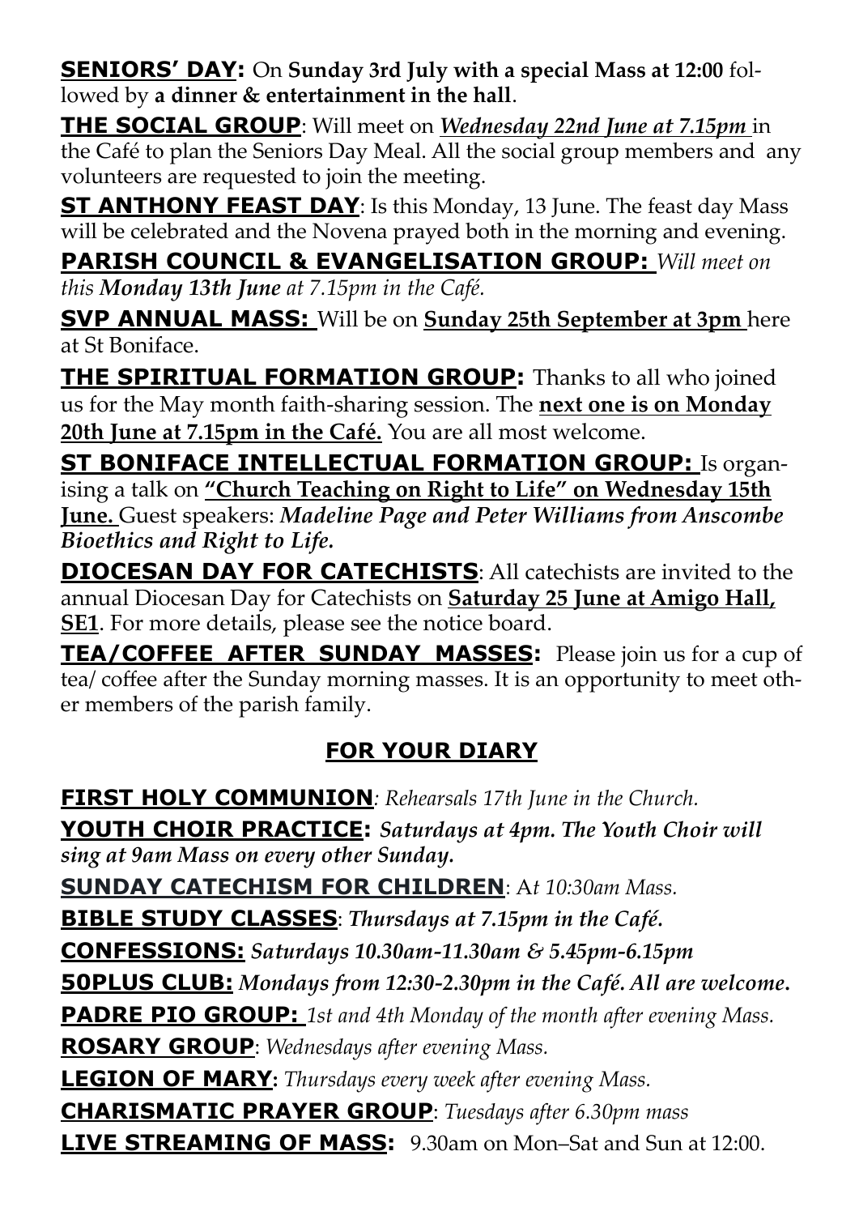**SENIORS' DAY:** On **Sunday 3rd July with a special Mass at 12:00** followed by **a dinner & entertainment in the hall**.

**THE SOCIAL GROUP**: Will meet on ***Wednesday 22nd June at 7.15pm*** in the Café to plan the Seniors Day Meal. All the social group members and any volunteers are requested to join the meeting.

**ST ANTHONY FEAST DAY**: Is this Monday, 13 June. The feast day Mass will be celebrated and the Novena prayed both in the morning and evening.

**PARISH COUNCIL & EVANGELISATION GROUP:** *Will meet on this **Monday 13th June** at 7.15pm in the Café.*

**SVP ANNUAL MASS:** Will be on **Sunday 25th September at 3pm** here at St Boniface.

**THE SPIRITUAL FORMATION GROUP:** Thanks to all who joined us for the May month faith-sharing session. The **next one is on Monday 20th June at 7.15pm in the Café.** You are all most welcome.

**ST BONIFACE INTELLECTUAL FORMATION GROUP:** Is organising a talk on **"Church Teaching on Right to Life" on Wednesday 15th June.** Guest speakers: ***Madeline Page and Peter Williams from Anscombe Bioethics and Right to Life.***

**DIOCESAN DAY FOR CATECHISTS**: All catechists are invited to the annual Diocesan Day for Catechists on **Saturday 25 June at Amigo Hall, SE1**. For more details, please see the notice board.

**TEA/COFFEE AFTER SUNDAY MASSES:** Please join us for a cup of tea/ coffee after the Sunday morning masses. It is an opportunity to meet other members of the parish family.

## FOR YOUR DIARY

**FIRST HOLY COMMUNION**: *Rehearsals 17th June in the Church.*

**YOUTH CHOIR PRACTICE:** ***Saturdays at 4pm. The Youth Choir will sing at 9am Mass on every other Sunday.***

**SUNDAY CATECHISM FOR CHILDREN**: A*t 10:30am Mass.*

**BIBLE STUDY CLASSES**: ***Thursdays at 7.15pm in the Café.***

**CONFESSIONS:** ***Saturdays 10.30am-11.30am & 5.45pm-6.15pm***

**50PLUS CLUB:** ***Mondays from 12:30-2.30pm in the Café. All are welcome.***

**PADRE PIO GROUP:** *1st and 4th Monday of the month after evening Mass.*

**ROSARY GROUP**: *Wednesdays after evening Mass.*

**LEGION OF MARY:** *Thursdays every week after evening Mass.*

**CHARISMATIC PRAYER GROUP**: *Tuesdays after 6.30pm mass*

**LIVE STREAMING OF MASS:** 9.30am on Mon–Sat and Sun at 12:00.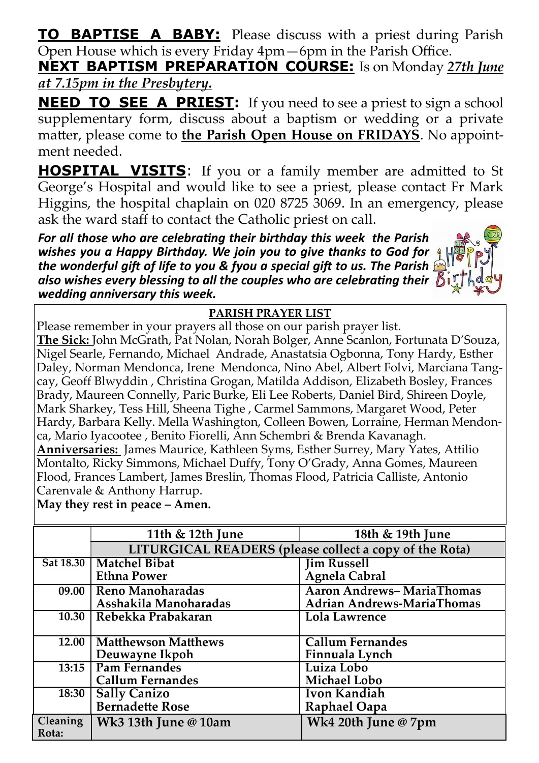**TO BAPTISE A BABY:** Please discuss with a priest during Parish Open House which is every Friday 4pm—6pm in the Parish Office.

**NEXT BAPTISM PREPARATION COURSE:** Is on Monday ***27th June at 7.15pm in the Presbytery.***

**NEED TO SEE A PRIEST:** If you need to see a priest to sign a school supplementary form, discuss about a baptism or wedding or a private matter, please come to **the Parish Open House on FRIDAYS**. No appointment needed.

**HOSPITAL VISITS**: If you or a family member are admitted to St George's Hospital and would like to see a priest, please contact Fr Mark Higgins, the hospital chaplain on 020 8725 3069. In an emergency, please ask the ward staff to contact the Catholic priest on call.

***For all those who are celebrating their birthday this week the Parish wishes you a Happy Birthday. We join you to give thanks to God for the wonderful gift of life to you & fyou a special gift to us. The Parish also wishes every blessing to all the couples who are celebrating their wedding anniversary this week.***

**PARISH PRAYER LIST**

Please remember in your prayers all those on our parish prayer list.

**The Sick:** John McGrath, Pat Nolan, Norah Bolger, Anne Scanlon, Fortunata D'Souza, Nigel Searle, Fernando, Michael Andrade, Anastatsia Ogbonna, Tony Hardy, Esther Daley, Norman Mendonca, Irene Mendonca, Nino Abel, Albert Folvi, Marciana Tangcay, Geoff Blwyddin , Christina Grogan, Matilda Addison, Elizabeth Bosley, Frances Brady, Maureen Connelly, Paric Burke, Eli Lee Roberts, Daniel Bird, Shireen Doyle, Mark Sharkey, Tess Hill, Sheena Tighe , Carmel Sammons, Margaret Wood, Peter Hardy, Barbara Kelly. Mella Washington, Colleen Bowen, Lorraine, Herman Mendonca, Mario Iyacootee , Benito Fiorelli, Ann Schembri & Brenda Kavanagh.

**Anniversaries:** James Maurice, Kathleen Syms, Esther Surrey, Mary Yates, Attilio Montalto, Ricky Simmons, Michael Duffy, Tony O'Grady, Anna Gomes, Maureen Flood, Frances Lambert, James Breslin, Thomas Flood, Patricia Calliste, Antonio Carenvale & Anthony Harrup.

**May they rest in peace – Amen.**

| | 11th & 12th June | 18th & 19th June |
|---|---|---|
| | LITURGICAL READERS (please collect a copy of the Rota) | |
| Sat 18.30 | Matchel Bibat<br>Ethna Power | Jim Russell<br>Agnela Cabral |
| 09.00 | Reno Manoharadas<br>Asshakila Manoharadas | Aaron Andrews– MariaThomas<br>Adrian Andrews-MariaThomas |
| 10.30 | Rebekka Prabakaran | Lola Lawrence |
| 12.00 | Matthewson Matthews<br>Deuwayne Ikpoh | Callum Fernandes<br>Finnuala Lynch |
| 13:15 | Pam Fernandes<br>Callum Fernandes | Luiza Lobo<br>Michael Lobo |
| 18:30 | Sally Canizo<br>Bernadette Rose | Ivon Kandiah<br>Raphael Oapa |
| Cleaning Rota: | Wk3 13th June @ 10am | Wk4 20th June @ 7pm |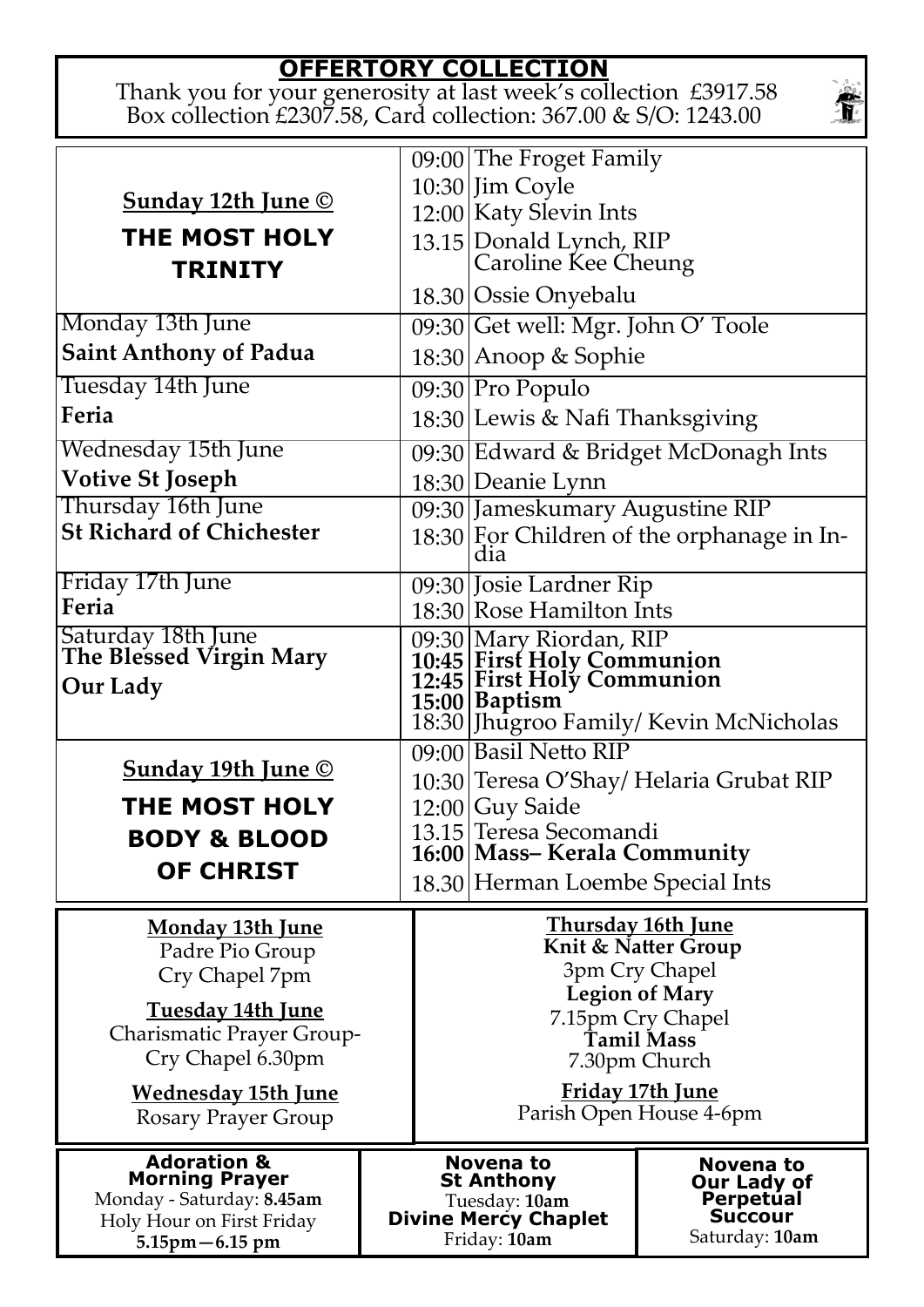## OFFERTORY COLLECTION

Thank you for your generosity at last week's collection £3917.58
Box collection £2307.58, Card collection: 367.00 & S/O: 1243.00

| | | |
|---|---|---|
| **Sunday 12th June ©** **THE MOST HOLY TRINITY** | 09:00 | The Froget Family |
| | 10:30 | Jim Coyle |
| | 12:00 | Katy Slevin Ints |
| | 13.15 | Donald Lynch, RIP Caroline Kee Cheung |
| | 18.30 | Ossie Onyebalu |
| Monday 13th June **Saint Anthony of Padua** | 09:30 | Get well: Mgr. John O' Toole |
| | 18:30 | Anoop & Sophie |
| Tuesday 14th June **Feria** | 09:30 | Pro Populo |
| | 18:30 | Lewis & Nafi Thanksgiving |
| Wednesday 15th June **Votive St Joseph** | 09:30 | Edward & Bridget McDonagh Ints |
| | 18:30 | Deanie Lynn |
| Thursday 16th June **St Richard of Chichester** | 09:30 | Jameskumary Augustine RIP |
| | 18:30 | For Children of the orphanage in India |
| Friday 17th June **Feria** | 09:30 | Josie Lardner Rip |
| | 18:30 | Rose Hamilton Ints |
| Saturday 18th June **The Blessed Virgin Mary Our Lady** | 09:30 | Mary Riordan, RIP |
| | **10:45** | **First Holy Communion** |
| | **12:45** | **First Holy Communion** |
| | **15:00** | **Baptism** |
| | 18:30 | Jhugroo Family/ Kevin McNicholas |
| **Sunday 19th June ©** **THE MOST HOLY BODY & BLOOD OF CHRIST** | 09:00 | Basil Netto RIP |
| | 10:30 | Teresa O'Shay/ Helaria Grubat RIP |
| | 12:00 | Guy Saide |
| | 13.15 | Teresa Secomandi |
| | **16:00** | **Mass– Kerala Community** |
| | 18.30 | Herman Loembe Special Ints |

**Monday 13th June**
Padre Pio Group
Cry Chapel 7pm

**Tuesday 14th June**
Charismatic Prayer Group-
Cry Chapel 6.30pm

**Wednesday 15th June**
Rosary Prayer Group

**Thursday 16th June**
**Knit & Natter Group**
3pm Cry Chapel
**Legion of Mary**
7.15pm Cry Chapel
**Tamil Mass**
7.30pm Church

**Friday 17th June**
Parish Open House 4-6pm

**Adoration & Morning Prayer**
Monday - Saturday: **8.45am**
Holy Hour on First Friday
**5.15pm—6.15 pm**

**Novena to St Anthony**
Tuesday: **10am**
**Divine Mercy Chaplet**
Friday: **10am**

**Novena to Our Lady of Perpetual Succour**
Saturday: **10am**